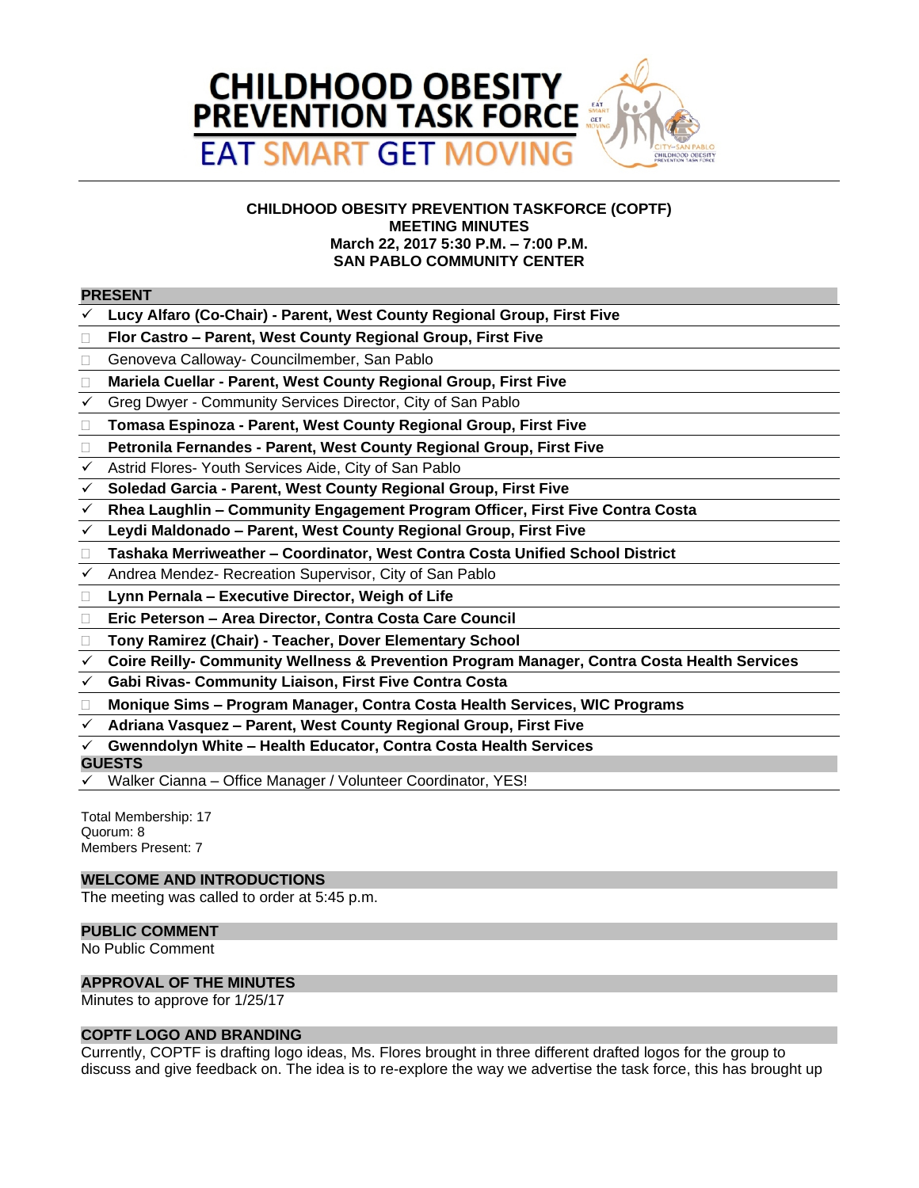# CHILDHOOD OBESITY PREVENTION TASK FORCE

EAT SMART GET MOVING

**CHILDHOOD OBESITY PREVENTION TASKFORCE (COPTF)**
**MEETING MINUTES**
**March 22, 2017 5:30 P.M. – 7:00 P.M.**
**SAN PABLO COMMUNITY CENTER**

## PRESENT

- ✓ **Lucy Alfaro (Co-Chair) - Parent, West County Regional Group, First Five**
- ☐ **Flor Castro – Parent, West County Regional Group, First Five**
- ☐ Genoveva Calloway- Councilmember, San Pablo
- ☐ **Mariela Cuellar - Parent, West County Regional Group, First Five**
- ✓ Greg Dwyer - Community Services Director, City of San Pablo
- ☐ **Tomasa Espinoza - Parent, West County Regional Group, First Five**
- ☐ **Petronila Fernandes - Parent, West County Regional Group, First Five**
- ✓ Astrid Flores- Youth Services Aide, City of San Pablo
- ✓ **Soledad Garcia - Parent, West County Regional Group, First Five**
- ✓ **Rhea Laughlin – Community Engagement Program Officer, First Five Contra Costa**
- ✓ **Leydi Maldonado – Parent, West County Regional Group, First Five**
- ☐ **Tashaka Merriweather – Coordinator, West Contra Costa Unified School District**
- ✓ Andrea Mendez- Recreation Supervisor, City of San Pablo
- ☐ **Lynn Pernala – Executive Director, Weigh of Life**
- ☐ **Eric Peterson – Area Director, Contra Costa Care Council**
- ☐ **Tony Ramirez (Chair) - Teacher, Dover Elementary School**
- ✓ **Coire Reilly- Community Wellness & Prevention Program Manager, Contra Costa Health Services**
- ✓ **Gabi Rivas- Community Liaison, First Five Contra Costa**
- ☐ **Monique Sims – Program Manager, Contra Costa Health Services, WIC Programs**
- ✓ **Adriana Vasquez – Parent, West County Regional Group, First Five**
- ✓ **Gwenndolyn White – Health Educator, Contra Costa Health Services**

## GUESTS

- ✓ Walker Cianna – Office Manager / Volunteer Coordinator, YES!

Total Membership: 17
Quorum: 8
Members Present: 7

## WELCOME AND INTRODUCTIONS

The meeting was called to order at 5:45 p.m.

## PUBLIC COMMENT

No Public Comment

## APPROVAL OF THE MINUTES

Minutes to approve for 1/25/17

## COPTF LOGO AND BRANDING

Currently, COPTF is drafting logo ideas, Ms. Flores brought in three different drafted logos for the group to discuss and give feedback on. The idea is to re-explore the way we advertise the task force, this has brought up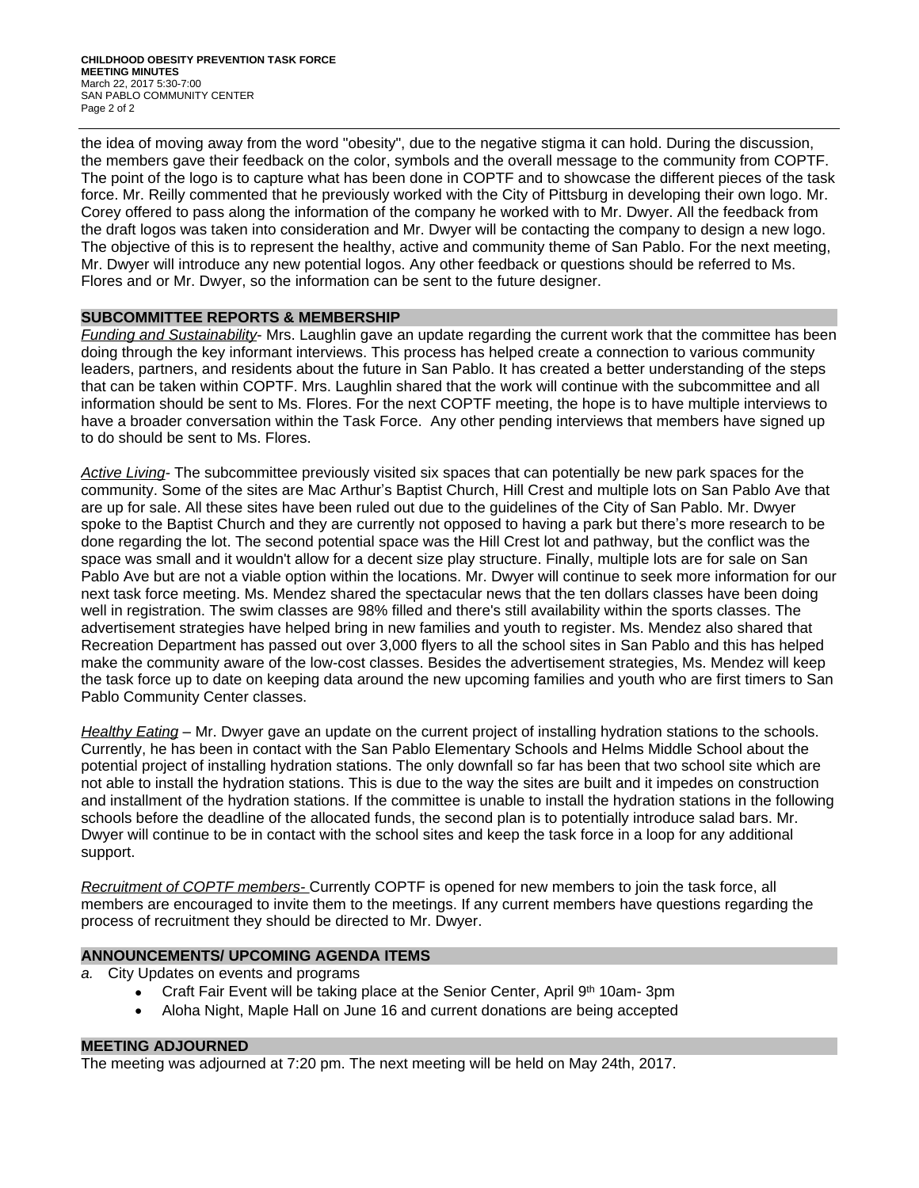the idea of moving away from the word "obesity", due to the negative stigma it can hold. During the discussion, the members gave their feedback on the color, symbols and the overall message to the community from COPTF. The point of the logo is to capture what has been done in COPTF and to showcase the different pieces of the task force. Mr. Reilly commented that he previously worked with the City of Pittsburg in developing their own logo. Mr. Corey offered to pass along the information of the company he worked with to Mr. Dwyer. All the feedback from the draft logos was taken into consideration and Mr. Dwyer will be contacting the company to design a new logo. The objective of this is to represent the healthy, active and community theme of San Pablo. For the next meeting, Mr. Dwyer will introduce any new potential logos. Any other feedback or questions should be referred to Ms. Flores and or Mr. Dwyer, so the information can be sent to the future designer.

## SUBCOMMITTEE REPORTS & MEMBERSHIP

*Funding and Sustainability*- Mrs. Laughlin gave an update regarding the current work that the committee has been doing through the key informant interviews. This process has helped create a connection to various community leaders, partners, and residents about the future in San Pablo. It has created a better understanding of the steps that can be taken within COPTF. Mrs. Laughlin shared that the work will continue with the subcommittee and all information should be sent to Ms. Flores. For the next COPTF meeting, the hope is to have multiple interviews to have a broader conversation within the Task Force. Any other pending interviews that members have signed up to do should be sent to Ms. Flores.

*Active Living*- The subcommittee previously visited six spaces that can potentially be new park spaces for the community. Some of the sites are Mac Arthur's Baptist Church, Hill Crest and multiple lots on San Pablo Ave that are up for sale. All these sites have been ruled out due to the guidelines of the City of San Pablo. Mr. Dwyer spoke to the Baptist Church and they are currently not opposed to having a park but there's more research to be done regarding the lot. The second potential space was the Hill Crest lot and pathway, but the conflict was the space was small and it wouldn't allow for a decent size play structure. Finally, multiple lots are for sale on San Pablo Ave but are not a viable option within the locations. Mr. Dwyer will continue to seek more information for our next task force meeting. Ms. Mendez shared the spectacular news that the ten dollars classes have been doing well in registration. The swim classes are 98% filled and there's still availability within the sports classes. The advertisement strategies have helped bring in new families and youth to register. Ms. Mendez also shared that Recreation Department has passed out over 3,000 flyers to all the school sites in San Pablo and this has helped make the community aware of the low-cost classes. Besides the advertisement strategies, Ms. Mendez will keep the task force up to date on keeping data around the new upcoming families and youth who are first timers to San Pablo Community Center classes.

*Healthy Eating* – Mr. Dwyer gave an update on the current project of installing hydration stations to the schools. Currently, he has been in contact with the San Pablo Elementary Schools and Helms Middle School about the potential project of installing hydration stations. The only downfall so far has been that two school site which are not able to install the hydration stations. This is due to the way the sites are built and it impedes on construction and installment of the hydration stations. If the committee is unable to install the hydration stations in the following schools before the deadline of the allocated funds, the second plan is to potentially introduce salad bars. Mr. Dwyer will continue to be in contact with the school sites and keep the task force in a loop for any additional support.

*Recruitment of COPTF members-* Currently COPTF is opened for new members to join the task force, all members are encouraged to invite them to the meetings. If any current members have questions regarding the process of recruitment they should be directed to Mr. Dwyer.

## ANNOUNCEMENTS/ UPCOMING AGENDA ITEMS

*a.* City Updates on events and programs
- Craft Fair Event will be taking place at the Senior Center, April 9th 10am- 3pm
- Aloha Night, Maple Hall on June 16 and current donations are being accepted

## MEETING ADJOURNED

The meeting was adjourned at 7:20 pm. The next meeting will be held on May 24th, 2017.